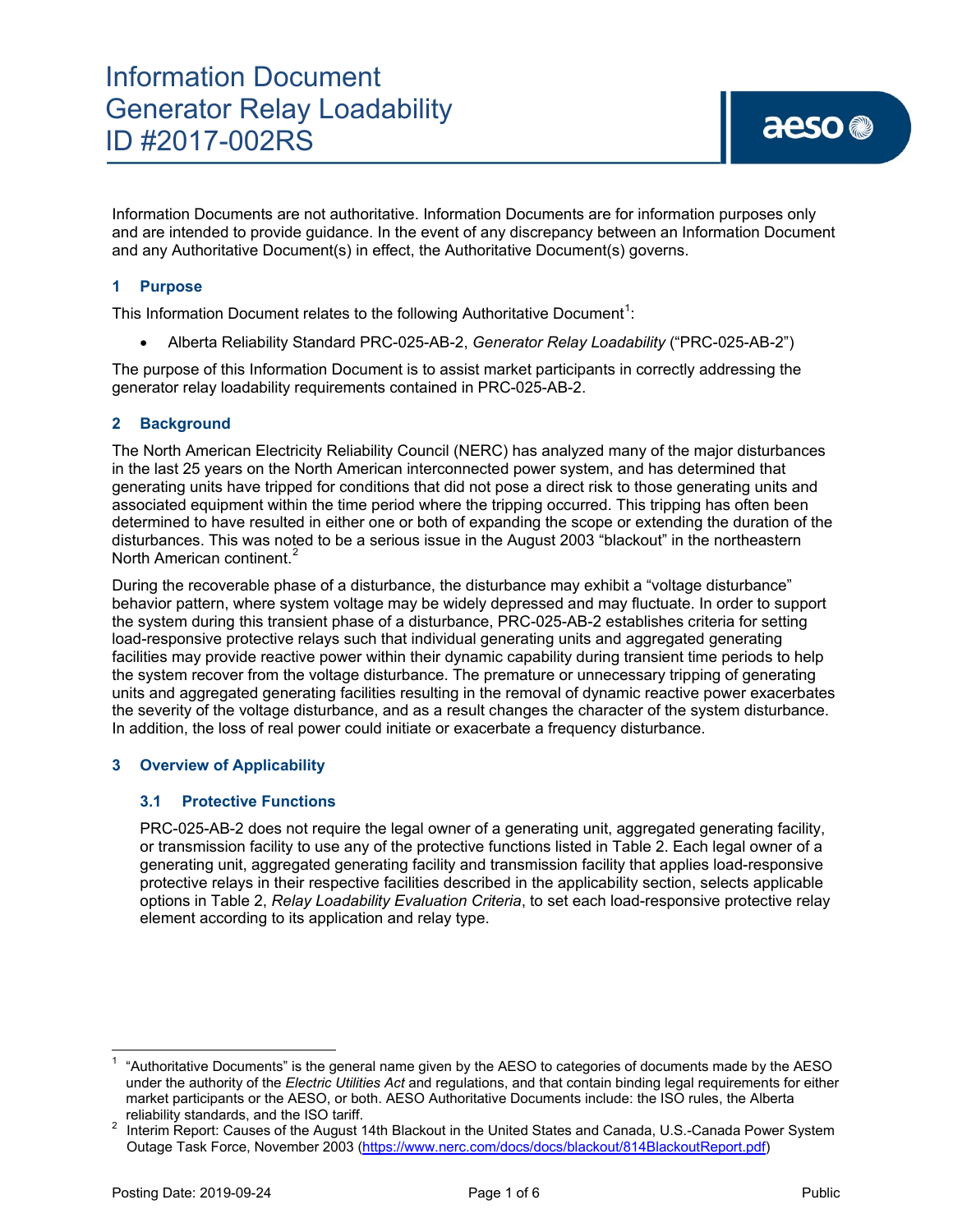# Information Document
# Generator Relay Loadability
# ID #2017-002RS

Information Documents are not authoritative. Information Documents are for information purposes only and are intended to provide guidance. In the event of any discrepancy between an Information Document and any Authoritative Document(s) in effect, the Authoritative Document(s) governs.

## 1 Purpose

This Information Document relates to the following Authoritative Document[1]:

- Alberta Reliability Standard PRC-025-AB-2, *Generator Relay Loadability* ("PRC-025-AB-2")

The purpose of this Information Document is to assist market participants in correctly addressing the generator relay loadability requirements contained in PRC-025-AB-2.

## 2 Background

The North American Electricity Reliability Council (NERC) has analyzed many of the major disturbances in the last 25 years on the North American interconnected power system, and has determined that generating units have tripped for conditions that did not pose a direct risk to those generating units and associated equipment within the time period where the tripping occurred. This tripping has often been determined to have resulted in either one or both of expanding the scope or extending the duration of the disturbances. This was noted to be a serious issue in the August 2003 "blackout" in the northeastern North American continent.[2]

During the recoverable phase of a disturbance, the disturbance may exhibit a "voltage disturbance" behavior pattern, where system voltage may be widely depressed and may fluctuate. In order to support the system during this transient phase of a disturbance, PRC-025-AB-2 establishes criteria for setting load-responsive protective relays such that individual generating units and aggregated generating facilities may provide reactive power within their dynamic capability during transient time periods to help the system recover from the voltage disturbance. The premature or unnecessary tripping of generating units and aggregated generating facilities resulting in the removal of dynamic reactive power exacerbates the severity of the voltage disturbance, and as a result changes the character of the system disturbance. In addition, the loss of real power could initiate or exacerbate a frequency disturbance.

## 3 Overview of Applicability

### 3.1 Protective Functions

PRC-025-AB-2 does not require the legal owner of a generating unit, aggregated generating facility, or transmission facility to use any of the protective functions listed in Table 2. Each legal owner of a generating unit, aggregated generating facility and transmission facility that applies load-responsive protective relays in their respective facilities described in the applicability section, selects applicable options in Table 2, *Relay Loadability Evaluation Criteria*, to set each load-responsive protective relay element according to its application and relay type.

---

[1] "Authoritative Documents" is the general name given by the AESO to categories of documents made by the AESO under the authority of the *Electric Utilities Act* and regulations, and that contain binding legal requirements for either market participants or the AESO, or both. AESO Authoritative Documents include: the ISO rules, the Alberta reliability standards, and the ISO tariff.

[2] Interim Report: Causes of the August 14th Blackout in the United States and Canada, U.S.-Canada Power System Outage Task Force, November 2003 (https://www.nerc.com/docs/docs/blackout/814BlackoutReport.pdf)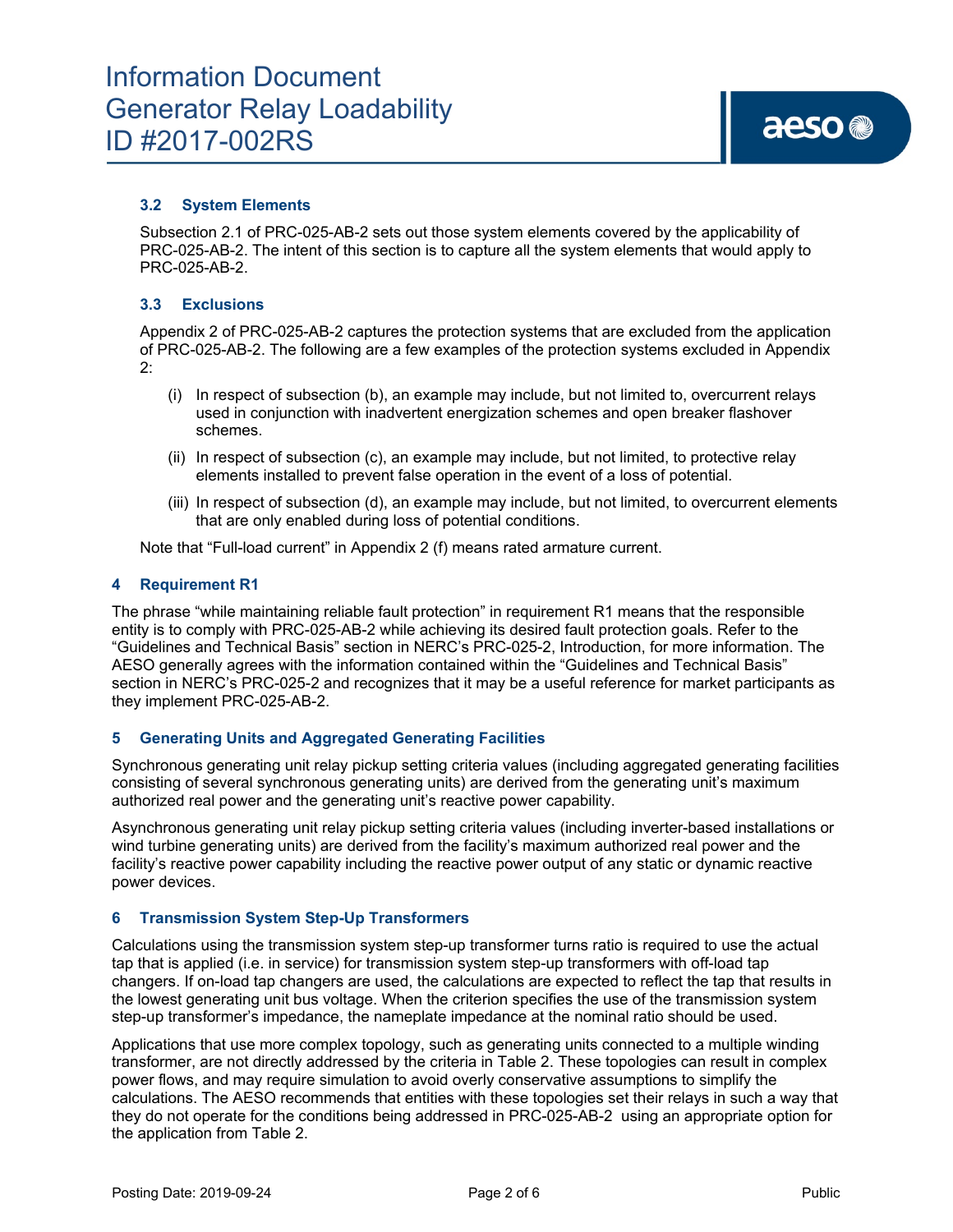### 3.2 System Elements

Subsection 2.1 of PRC-025-AB-2 sets out those system elements covered by the applicability of PRC-025-AB-2. The intent of this section is to capture all the system elements that would apply to PRC-025-AB-2.

### 3.3 Exclusions

Appendix 2 of PRC-025-AB-2 captures the protection systems that are excluded from the application of PRC-025-AB-2. The following are a few examples of the protection systems excluded in Appendix 2:

(i) In respect of subsection (b), an example may include, but not limited to, overcurrent relays used in conjunction with inadvertent energization schemes and open breaker flashover schemes.

(ii) In respect of subsection (c), an example may include, but not limited, to protective relay elements installed to prevent false operation in the event of a loss of potential.

(iii) In respect of subsection (d), an example may include, but not limited, to overcurrent elements that are only enabled during loss of potential conditions.

Note that "Full-load current" in Appendix 2 (f) means rated armature current.

## 4 Requirement R1

The phrase "while maintaining reliable fault protection" in requirement R1 means that the responsible entity is to comply with PRC-025-AB-2 while achieving its desired fault protection goals. Refer to the "Guidelines and Technical Basis" section in NERC's PRC-025-2, Introduction, for more information. The AESO generally agrees with the information contained within the "Guidelines and Technical Basis" section in NERC's PRC-025-2 and recognizes that it may be a useful reference for market participants as they implement PRC-025-AB-2.

## 5 Generating Units and Aggregated Generating Facilities

Synchronous generating unit relay pickup setting criteria values (including aggregated generating facilities consisting of several synchronous generating units) are derived from the generating unit's maximum authorized real power and the generating unit's reactive power capability.

Asynchronous generating unit relay pickup setting criteria values (including inverter-based installations or wind turbine generating units) are derived from the facility's maximum authorized real power and the facility's reactive power capability including the reactive power output of any static or dynamic reactive power devices.

## 6 Transmission System Step-Up Transformers

Calculations using the transmission system step-up transformer turns ratio is required to use the actual tap that is applied (i.e. in service) for transmission system step-up transformers with off-load tap changers. If on-load tap changers are used, the calculations are expected to reflect the tap that results in the lowest generating unit bus voltage. When the criterion specifies the use of the transmission system step-up transformer's impedance, the nameplate impedance at the nominal ratio should be used.

Applications that use more complex topology, such as generating units connected to a multiple winding transformer, are not directly addressed by the criteria in Table 2. These topologies can result in complex power flows, and may require simulation to avoid overly conservative assumptions to simplify the calculations. The AESO recommends that entities with these topologies set their relays in such a way that they do not operate for the conditions being addressed in PRC-025-AB-2 using an appropriate option for the application from Table 2.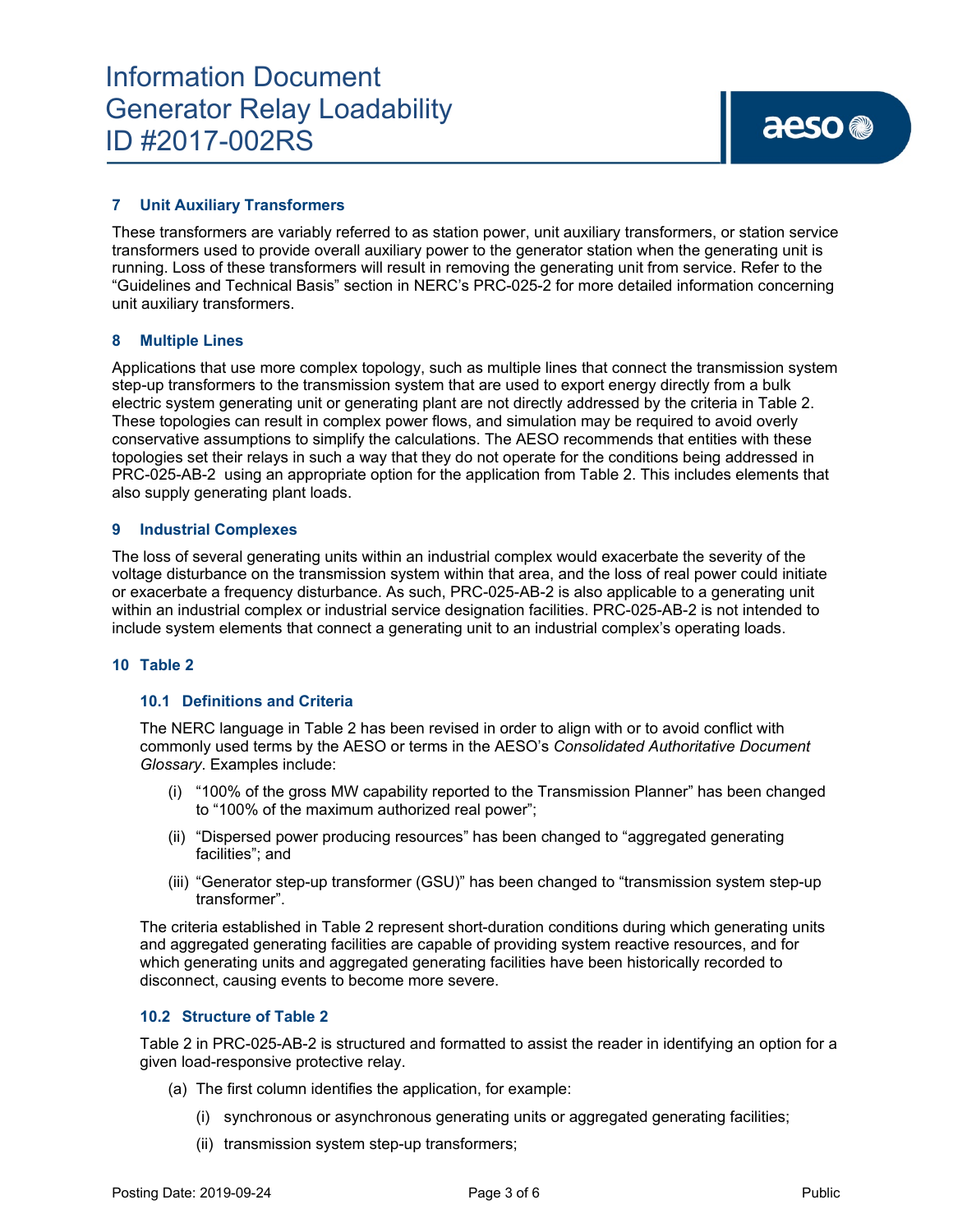## 7 Unit Auxiliary Transformers

These transformers are variably referred to as station power, unit auxiliary transformers, or station service transformers used to provide overall auxiliary power to the generator station when the generating unit is running. Loss of these transformers will result in removing the generating unit from service. Refer to the "Guidelines and Technical Basis" section in NERC's PRC-025-2 for more detailed information concerning unit auxiliary transformers.

## 8 Multiple Lines

Applications that use more complex topology, such as multiple lines that connect the transmission system step-up transformers to the transmission system that are used to export energy directly from a bulk electric system generating unit or generating plant are not directly addressed by the criteria in Table 2. These topologies can result in complex power flows, and simulation may be required to avoid overly conservative assumptions to simplify the calculations. The AESO recommends that entities with these topologies set their relays in such a way that they do not operate for the conditions being addressed in PRC-025-AB-2 using an appropriate option for the application from Table 2. This includes elements that also supply generating plant loads.

## 9 Industrial Complexes

The loss of several generating units within an industrial complex would exacerbate the severity of the voltage disturbance on the transmission system within that area, and the loss of real power could initiate or exacerbate a frequency disturbance. As such, PRC-025-AB-2 is also applicable to a generating unit within an industrial complex or industrial service designation facilities. PRC-025-AB-2 is not intended to include system elements that connect a generating unit to an industrial complex's operating loads.

## 10 Table 2

### 10.1 Definitions and Criteria

The NERC language in Table 2 has been revised in order to align with or to avoid conflict with commonly used terms by the AESO or terms in the AESO's *Consolidated Authoritative Document Glossary*. Examples include:

(i) "100% of the gross MW capability reported to the Transmission Planner" has been changed to "100% of the maximum authorized real power";

(ii) "Dispersed power producing resources" has been changed to "aggregated generating facilities"; and

(iii) "Generator step-up transformer (GSU)" has been changed to "transmission system step-up transformer".

The criteria established in Table 2 represent short-duration conditions during which generating units and aggregated generating facilities are capable of providing system reactive resources, and for which generating units and aggregated generating facilities have been historically recorded to disconnect, causing events to become more severe.

### 10.2 Structure of Table 2

Table 2 in PRC-025-AB-2 is structured and formatted to assist the reader in identifying an option for a given load-responsive protective relay.

(a) The first column identifies the application, for example:

   (i) synchronous or asynchronous generating units or aggregated generating facilities;

   (ii) transmission system step-up transformers;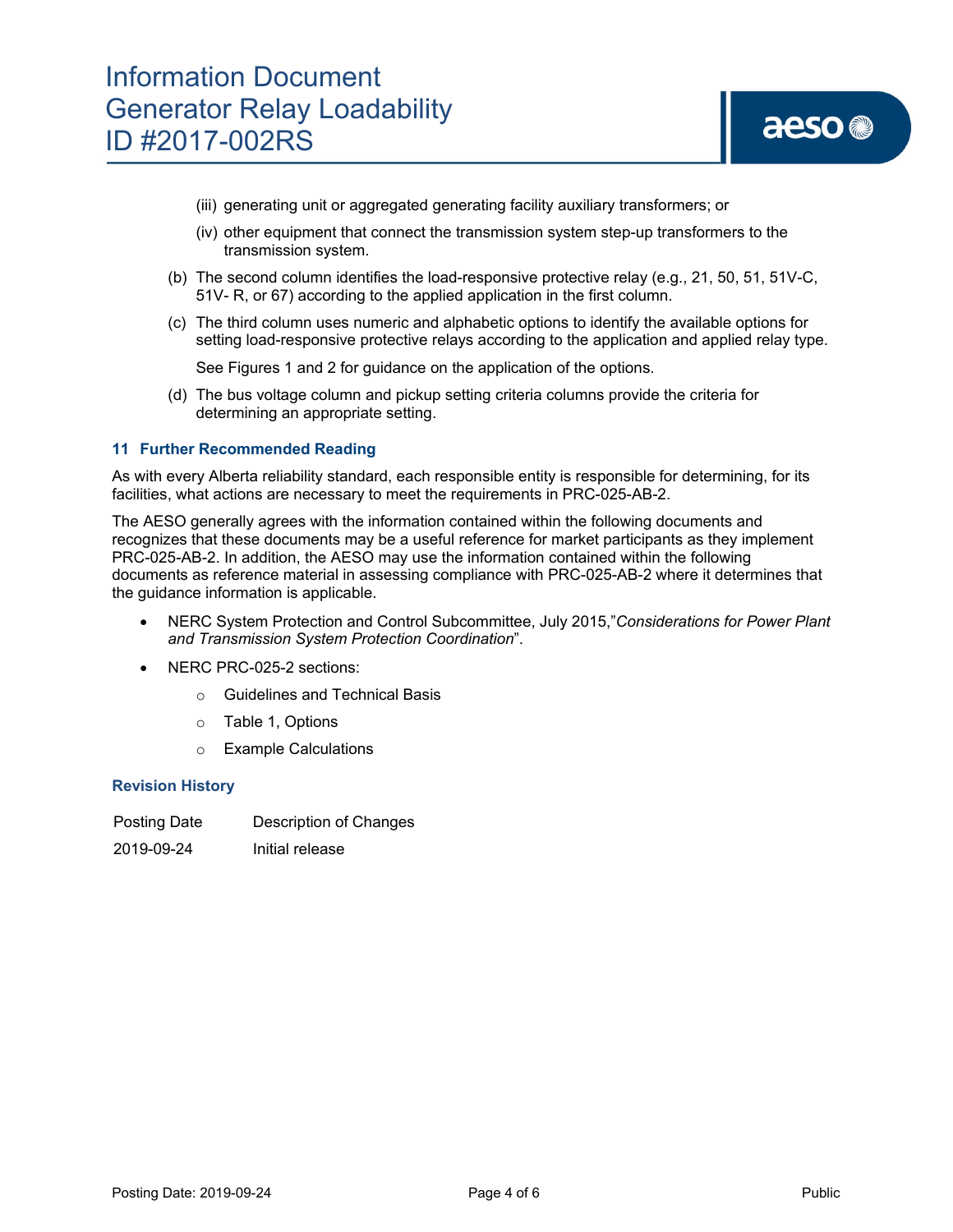(iii) generating unit or aggregated generating facility auxiliary transformers; or

(iv) other equipment that connect the transmission system step-up transformers to the transmission system.

(b) The second column identifies the load-responsive protective relay (e.g., 21, 50, 51, 51V-C, 51V- R, or 67) according to the applied application in the first column.

(c) The third column uses numeric and alphabetic options to identify the available options for setting load-responsive protective relays according to the application and applied relay type.

See Figures 1 and 2 for guidance on the application of the options.

(d) The bus voltage column and pickup setting criteria columns provide the criteria for determining an appropriate setting.

### 11 Further Recommended Reading

As with every Alberta reliability standard, each responsible entity is responsible for determining, for its facilities, what actions are necessary to meet the requirements in PRC-025-AB-2.

The AESO generally agrees with the information contained within the following documents and recognizes that these documents may be a useful reference for market participants as they implement PRC-025-AB-2. In addition, the AESO may use the information contained within the following documents as reference material in assessing compliance with PRC-025-AB-2 where it determines that the guidance information is applicable.

- NERC System Protection and Control Subcommittee, July 2015,"*Considerations for Power Plant and Transmission System Protection Coordination*".
- NERC PRC-025-2 sections:
  - Guidelines and Technical Basis
  - Table 1, Options
  - Example Calculations

### Revision History

| Posting Date | Description of Changes |
|---|---|
| 2019-09-24 | Initial release |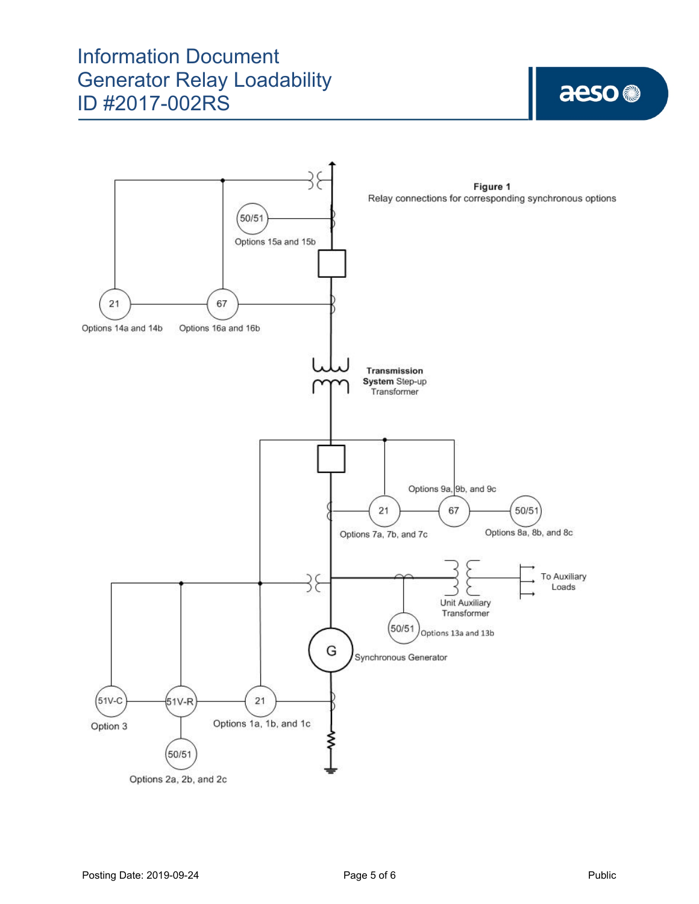**Figure 1**

Relay connections for corresponding synchronous options

21 — Options 14a and 14b

67 — Options 16a and 16b

50/51 — Options 15a and 15b

Transmission System Step-up Transformer

21 — Options 7a, 7b, and 7c

67 — Options 9a, 9b, and 9c

50/51 — Options 8a, 8b, and 8c

Unit Auxiliary Transformer

To Auxiliary Loads

50/51 — Options 13a and 13b

Synchronous Generator

51V-C — Option 3

51V-R

50/51 — Options 2a, 2b, and 2c

21 — Options 1a, 1b, and 1c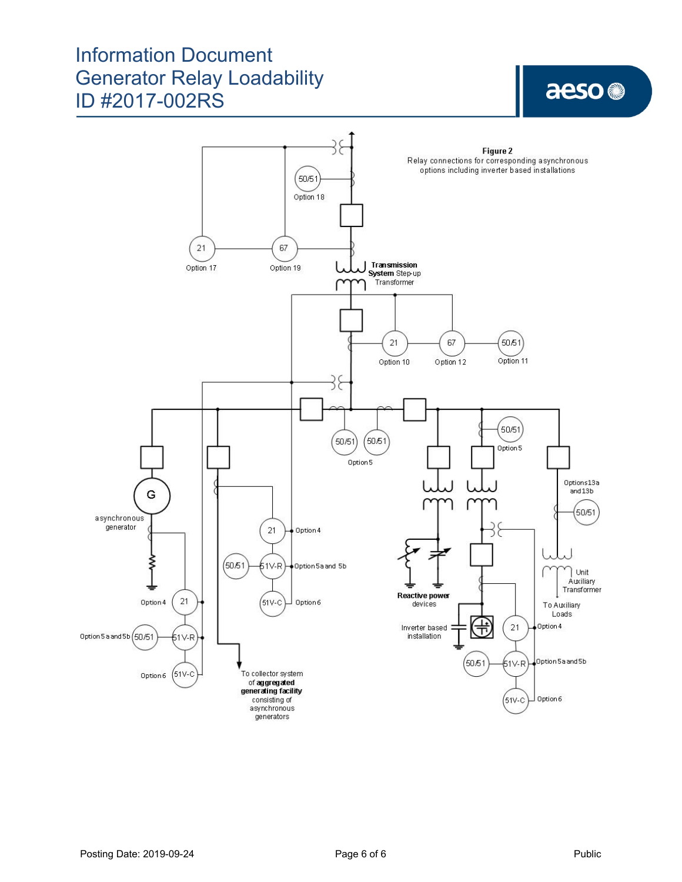**Figure 2**
Relay connections for corresponding asynchronous options including inverter based installations

50/51
Option 18

21
Option 17

67
Option 19

**Transmission System** Step-up Transformer

21
Option 10

67
Option 12

50/51
Option 11

50/51
50/51
Option 5

50/51
Option 5

Options 13a and 13b
50/51

G
asynchronous generator

Option 4
21

Option 5a and 5b
50/51
51V-R

Option 6
51V-C

21
Option 4

50/51
51V-R
Option 5a and 5b

51V-C
Option 6

To collector system of **aggregated generating facility** consisting of asynchronous generators

**Reactive power** devices

Inverter based installation

21
Option 4

50/51
51V-R
Option 5a and 5b

51V-C
Option 6

Unit Auxiliary Transformer

To Auxiliary Loads